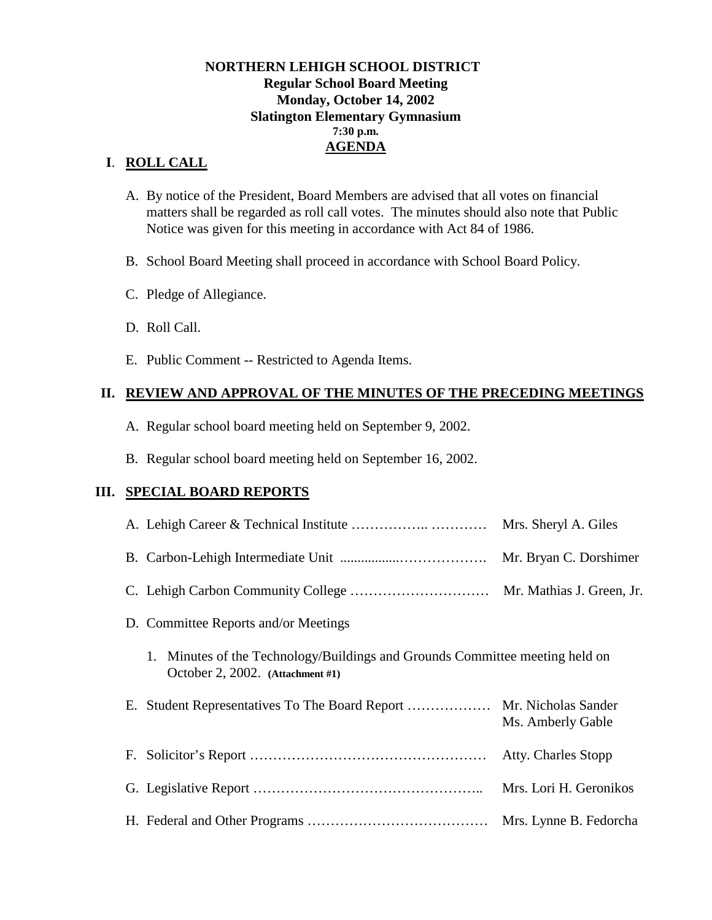**NORTHERN LEHIGH SCHOOL DISTRICT**
**Regular School Board Meeting**
**Monday, October 14, 2002**
**Slatington Elementary Gymnasium**
**7:30 p.m.**
**AGENDA**

## I. ROLL CALL

A. By notice of the President, Board Members are advised that all votes on financial matters shall be regarded as roll call votes. The minutes should also note that Public Notice was given for this meeting in accordance with Act 84 of 1986.

B. School Board Meeting shall proceed in accordance with School Board Policy.

C. Pledge of Allegiance.

D. Roll Call.

E. Public Comment -- Restricted to Agenda Items.

## II. REVIEW AND APPROVAL OF THE MINUTES OF THE PRECEDING MEETINGS

A. Regular school board meeting held on September 9, 2002.

B. Regular school board meeting held on September 16, 2002.

## III. SPECIAL BOARD REPORTS

A. Lehigh Career & Technical Institute …………….. ………… Mrs. Sheryl A. Giles

B. Carbon-Lehigh Intermediate Unit ................………………. Mr. Bryan C. Dorshimer

C. Lehigh Carbon Community College ………………………… Mr. Mathias J. Green, Jr.

D. Committee Reports and/or Meetings

1. Minutes of the Technology/Buildings and Grounds Committee meeting held on October 2, 2002. **(Attachment #1)**

E. Student Representatives To The Board Report …………….. Mr. Nicholas Sander, Ms. Amberly Gable

F. Solicitor's Report …………………………………………… Atty. Charles Stopp

G. Legislative Report ………………………………………….. Mrs. Lori H. Geronikos

H. Federal and Other Programs ………………………………… Mrs. Lynne B. Fedorcha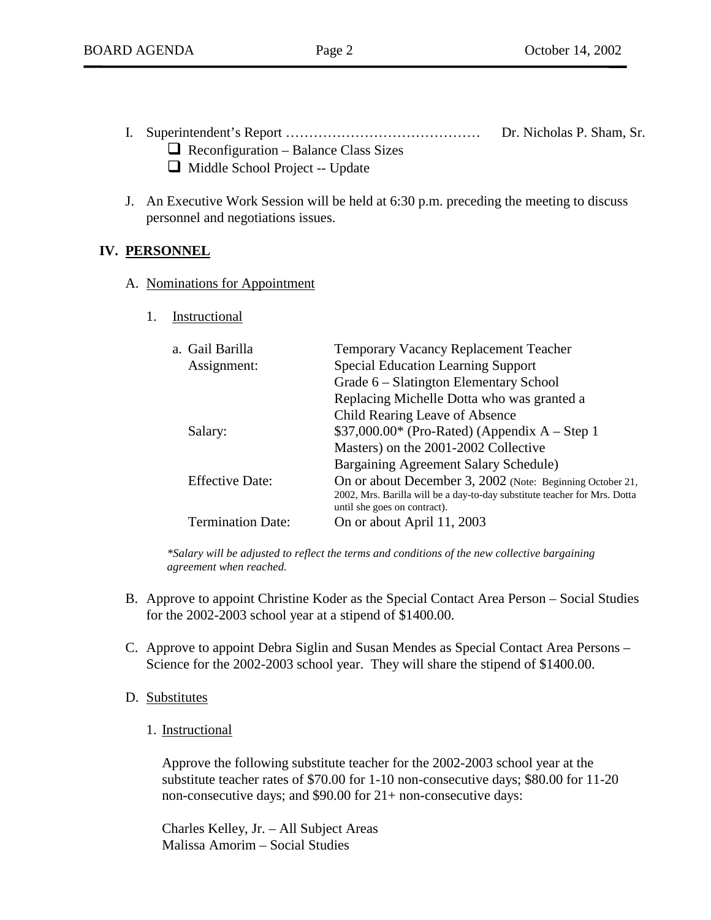I. Superintendent's Report …………………………………… Dr. Nicholas P. Sham, Sr.
   - ☐ Reconfiguration – Balance Class Sizes
   - ☐ Middle School Project -- Update

J. An Executive Work Session will be held at 6:30 p.m. preceding the meeting to discuss personnel and negotiations issues.

## IV. PERSONNEL

A. Nominations for Appointment

1. Instructional

| | |
|---|---|
| a. Gail Barilla | Temporary Vacancy Replacement Teacher |
| Assignment: | Special Education Learning Support<br>Grade 6 – Slatington Elementary School<br>Replacing Michelle Dotta who was granted a Child Rearing Leave of Absence |
| Salary: | $37,000.00* (Pro-Rated) (Appendix A – Step 1 Masters) on the 2001-2002 Collective Bargaining Agreement Salary Schedule) |
| Effective Date: | On or about December 3, 2002 (Note: Beginning October 21, 2002, Mrs. Barilla will be a day-to-day substitute teacher for Mrs. Dotta until she goes on contract). |
| Termination Date: | On or about April 11, 2003 |

*\*Salary will be adjusted to reflect the terms and conditions of the new collective bargaining agreement when reached.*

B. Approve to appoint Christine Koder as the Special Contact Area Person – Social Studies for the 2002-2003 school year at a stipend of $1400.00.

C. Approve to appoint Debra Siglin and Susan Mendes as Special Contact Area Persons – Science for the 2002-2003 school year. They will share the stipend of $1400.00.

D. Substitutes

1. Instructional

Approve the following substitute teacher for the 2002-2003 school year at the substitute teacher rates of $70.00 for 1-10 non-consecutive days; $80.00 for 11-20 non-consecutive days; and $90.00 for 21+ non-consecutive days:

Charles Kelley, Jr. – All Subject Areas
Malissa Amorim – Social Studies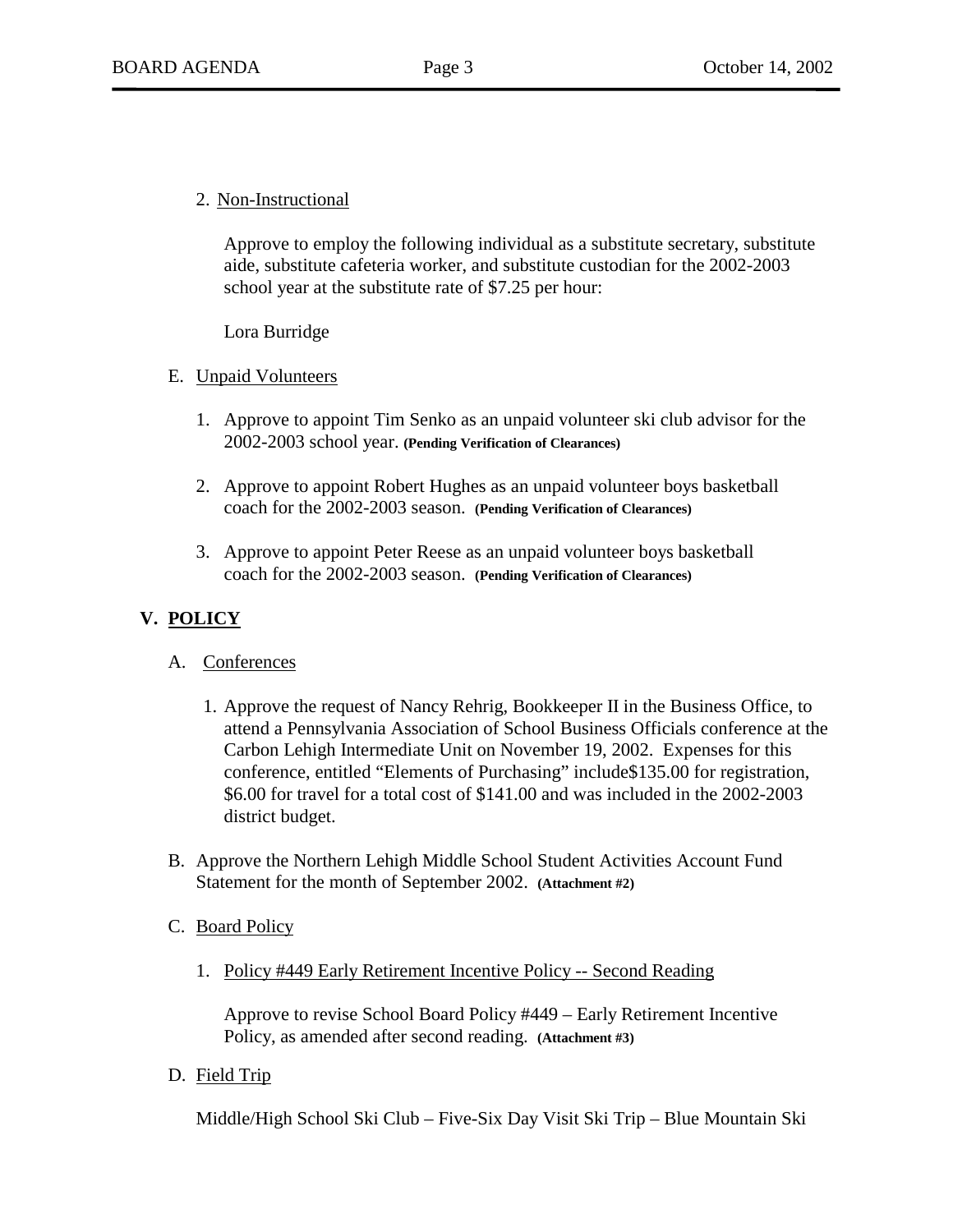2. Non-Instructional

   Approve to employ the following individual as a substitute secretary, substitute aide, substitute cafeteria worker, and substitute custodian for the 2002-2003 school year at the substitute rate of $7.25 per hour:

   Lora Burridge

E. Unpaid Volunteers

   1. Approve to appoint Tim Senko as an unpaid volunteer ski club advisor for the 2002-2003 school year. **(Pending Verification of Clearances)**

   2. Approve to appoint Robert Hughes as an unpaid volunteer boys basketball coach for the 2002-2003 season. **(Pending Verification of Clearances)**

   3. Approve to appoint Peter Reese as an unpaid volunteer boys basketball coach for the 2002-2003 season. **(Pending Verification of Clearances)**

## V. POLICY

A. Conferences

   1. Approve the request of Nancy Rehrig, Bookkeeper II in the Business Office, to attend a Pennsylvania Association of School Business Officials conference at the Carbon Lehigh Intermediate Unit on November 19, 2002. Expenses for this conference, entitled "Elements of Purchasing" include$135.00 for registration, $6.00 for travel for a total cost of $141.00 and was included in the 2002-2003 district budget.

B. Approve the Northern Lehigh Middle School Student Activities Account Fund Statement for the month of September 2002. **(Attachment #2)**

C. Board Policy

   1. Policy #449 Early Retirement Incentive Policy -- Second Reading

      Approve to revise School Board Policy #449 – Early Retirement Incentive Policy, as amended after second reading. **(Attachment #3)**

D. Field Trip

   Middle/High School Ski Club – Five-Six Day Visit Ski Trip – Blue Mountain Ski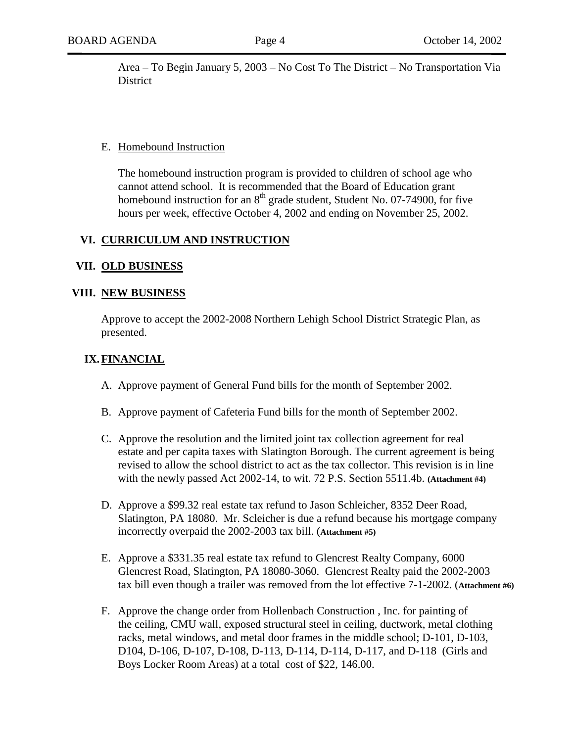Area – To Begin January 5, 2003 – No Cost To The District – No Transportation Via District

E. Homebound Instruction

The homebound instruction program is provided to children of school age who cannot attend school. It is recommended that the Board of Education grant homebound instruction for an 8th grade student, Student No. 07-74900, for five hours per week, effective October 4, 2002 and ending on November 25, 2002.

## VI. CURRICULUM AND INSTRUCTION

## VII. OLD BUSINESS

## VIII. NEW BUSINESS

Approve to accept the 2002-2008 Northern Lehigh School District Strategic Plan, as presented.

## IX. FINANCIAL

A. Approve payment of General Fund bills for the month of September 2002.

B. Approve payment of Cafeteria Fund bills for the month of September 2002.

C. Approve the resolution and the limited joint tax collection agreement for real estate and per capita taxes with Slatington Borough. The current agreement is being revised to allow the school district to act as the tax collector. This revision is in line with the newly passed Act 2002-14, to wit. 72 P.S. Section 5511.4b. **(Attachment #4)**

D. Approve a $99.32 real estate tax refund to Jason Schleicher, 8352 Deer Road, Slatington, PA 18080. Mr. Scleicher is due a refund because his mortgage company incorrectly overpaid the 2002-2003 tax bill. (**Attachment #5)**

E. Approve a $331.35 real estate tax refund to Glencrest Realty Company, 6000 Glencrest Road, Slatington, PA 18080-3060. Glencrest Realty paid the 2002-2003 tax bill even though a trailer was removed from the lot effective 7-1-2002. (**Attachment #6)**

F. Approve the change order from Hollenbach Construction , Inc. for painting of the ceiling, CMU wall, exposed structural steel in ceiling, ductwork, metal clothing racks, metal windows, and metal door frames in the middle school; D-101, D-103, D104, D-106, D-107, D-108, D-113, D-114, D-114, D-117, and D-118 (Girls and Boys Locker Room Areas) at a total cost of $22, 146.00.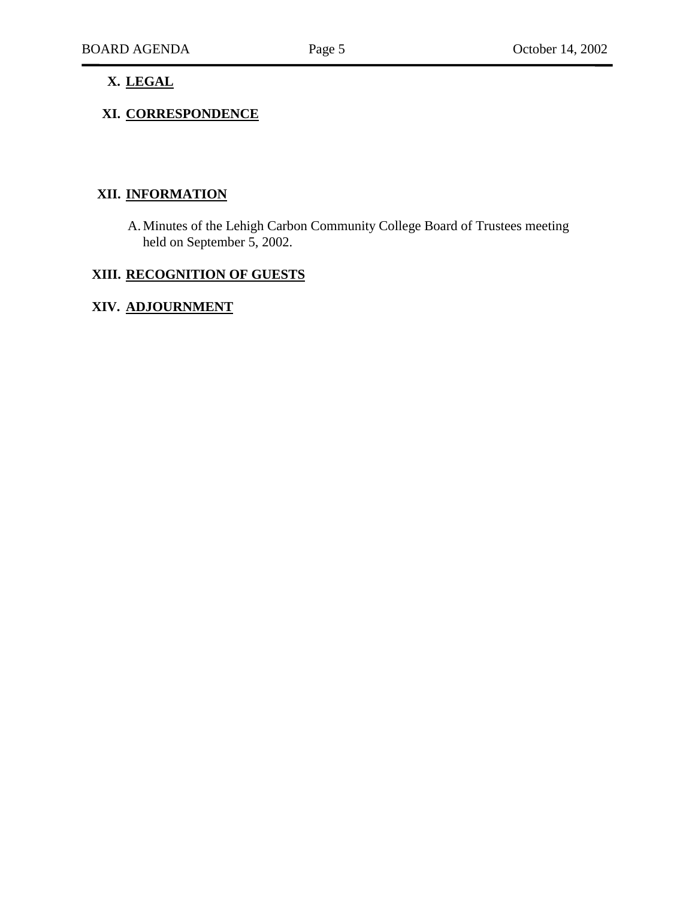## X. LEGAL

## XI. CORRESPONDENCE

## XII. INFORMATION

A. Minutes of the Lehigh Carbon Community College Board of Trustees meeting held on September 5, 2002.

## XIII. RECOGNITION OF GUESTS

## XIV. ADJOURNMENT